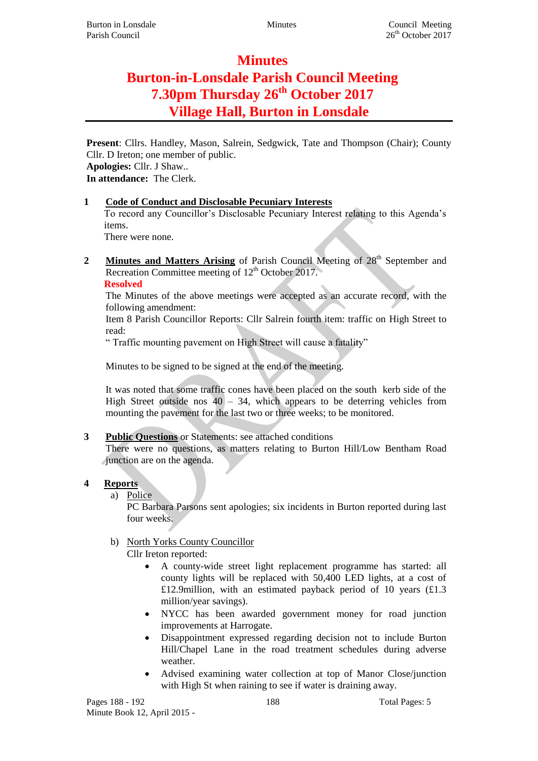# Minutes
# Burton-in-Lonsdale Parish Council Meeting
# 7.30pm Thursday 26th October 2017
# Village Hall, Burton in Lonsdale

**Present**: Cllrs. Handley, Mason, Salrein, Sedgwick, Tate and Thompson (Chair); County Cllr. D Ireton; one member of public.
**Apologies:** Cllr. J Shaw..
**In attendance:** The Clerk.

**1 Code of Conduct and Disclosable Pecuniary Interests**

To record any Councillor's Disclosable Pecuniary Interest relating to this Agenda's items.
There were none.

**2 Minutes and Matters Arising** of Parish Council Meeting of 28th September and Recreation Committee meeting of 12th October 2017.

**Resolved**

The Minutes of the above meetings were accepted as an accurate record, with the following amendment:
Item 8 Parish Councillor Reports: Cllr Salrein fourth item: traffic on High Street to read:
" Traffic mounting pavement on High Street will cause a fatality"

Minutes to be signed to be signed at the end of the meeting.

It was noted that some traffic cones have been placed on the south kerb side of the High Street outside nos 40 – 34, which appears to be deterring vehicles from mounting the pavement for the last two or three weeks; to be monitored.

**3 Public Questions** or Statements: see attached conditions

There were no questions, as matters relating to Burton Hill/Low Bentham Road junction are on the agenda.

**4 Reports**

a) Police

PC Barbara Parsons sent apologies; six incidents in Burton reported during last four weeks.

b) North Yorks County Councillor

Cllr Ireton reported:

- A county-wide street light replacement programme has started: all county lights will be replaced with 50,400 LED lights, at a cost of £12.9million, with an estimated payback period of 10 years (£1.3 million/year savings).
- NYCC has been awarded government money for road junction improvements at Harrogate.
- Disappointment expressed regarding decision not to include Burton Hill/Chapel Lane in the road treatment schedules during adverse weather.
- Advised examining water collection at top of Manor Close/junction with High St when raining to see if water is draining away.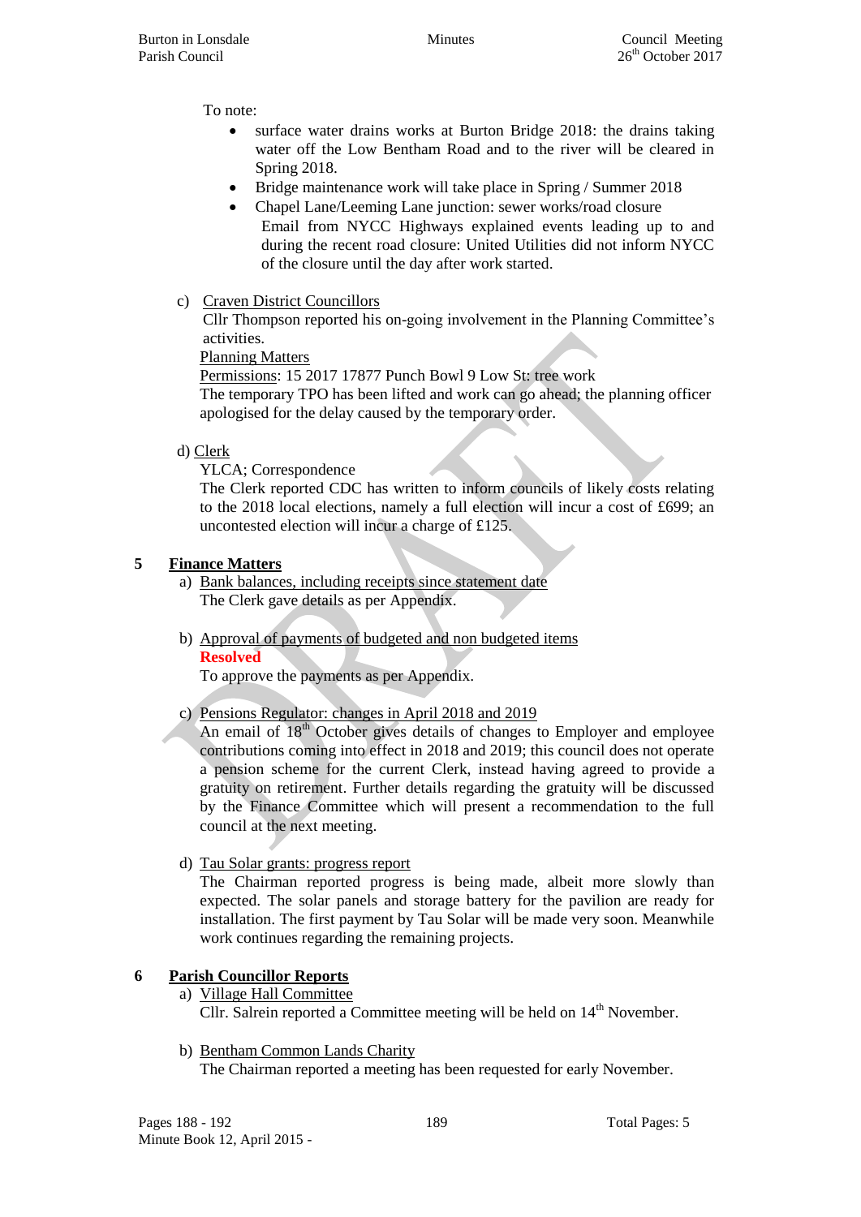To note:

- surface water drains works at Burton Bridge 2018: the drains taking water off the Low Bentham Road and to the river will be cleared in Spring 2018.
- Bridge maintenance work will take place in Spring / Summer 2018
- Chapel Lane/Leeming Lane junction: sewer works/road closure
  Email from NYCC Highways explained events leading up to and during the recent road closure: United Utilities did not inform NYCC of the closure until the day after work started.

c) Craven District Councillors

Cllr Thompson reported his on-going involvement in the Planning Committee's activities.

Planning Matters

Permissions: 15 2017 17877 Punch Bowl 9 Low St: tree work

The temporary TPO has been lifted and work can go ahead; the planning officer apologised for the delay caused by the temporary order.

d) Clerk

YLCA; Correspondence

The Clerk reported CDC has written to inform councils of likely costs relating to the 2018 local elections, namely a full election will incur a cost of £699; an uncontested election will incur a charge of £125.

## 5 Finance Matters

a) Bank balances, including receipts since statement date

The Clerk gave details as per Appendix.

b) Approval of payments of budgeted and non budgeted items

**Resolved**

To approve the payments as per Appendix.

c) Pensions Regulator: changes in April 2018 and 2019

An email of 18th October gives details of changes to Employer and employee contributions coming into effect in 2018 and 2019; this council does not operate a pension scheme for the current Clerk, instead having agreed to provide a gratuity on retirement. Further details regarding the gratuity will be discussed by the Finance Committee which will present a recommendation to the full council at the next meeting.

d) Tau Solar grants: progress report

The Chairman reported progress is being made, albeit more slowly than expected. The solar panels and storage battery for the pavilion are ready for installation. The first payment by Tau Solar will be made very soon. Meanwhile work continues regarding the remaining projects.

## 6 Parish Councillor Reports

a) Village Hall Committee

Cllr. Salrein reported a Committee meeting will be held on 14th November.

b) Bentham Common Lands Charity

The Chairman reported a meeting has been requested for early November.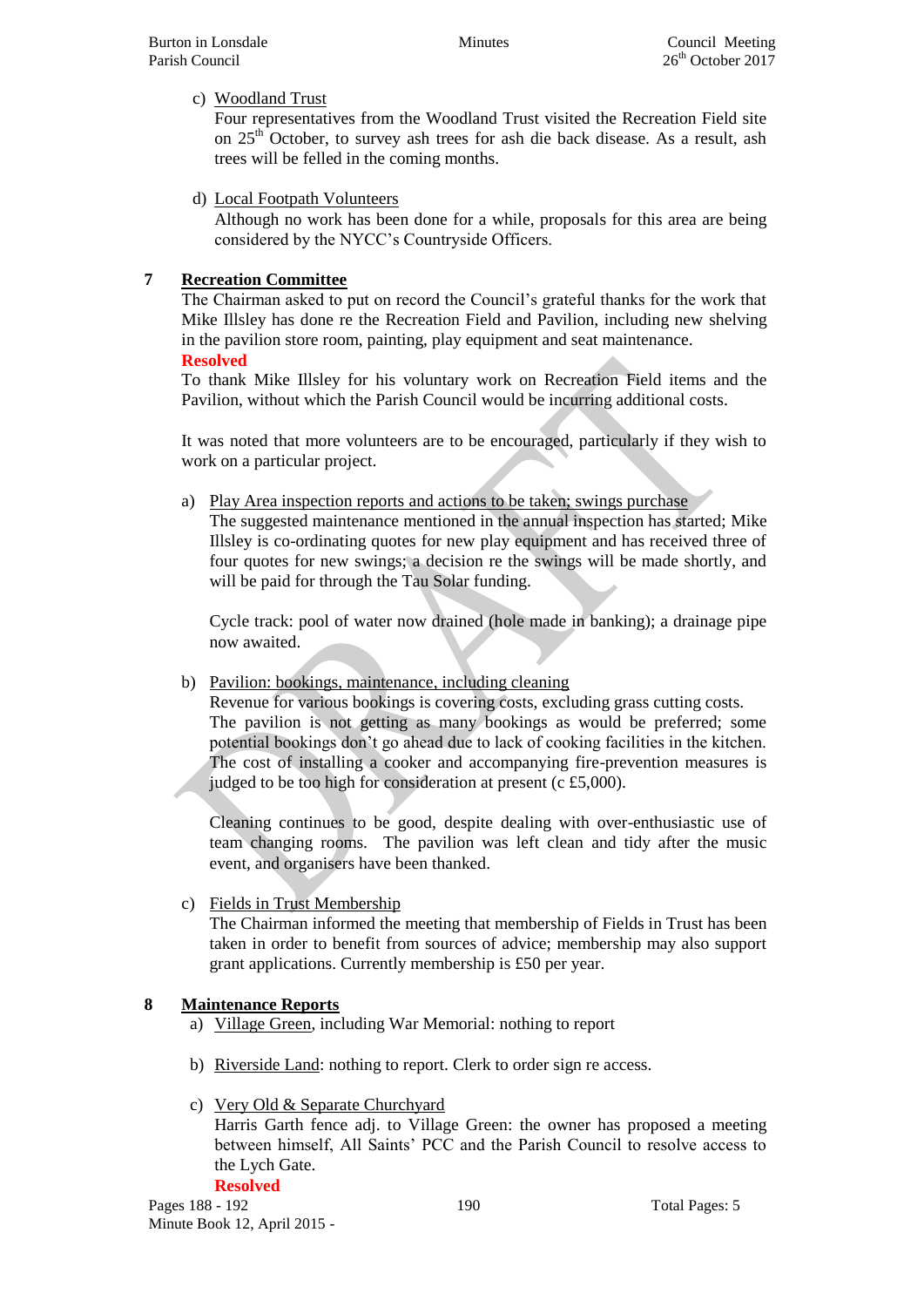c) Woodland Trust
   Four representatives from the Woodland Trust visited the Recreation Field site on 25th October, to survey ash trees for ash die back disease. As a result, ash trees will be felled in the coming months.

d) Local Footpath Volunteers
   Although no work has been done for a while, proposals for this area are being considered by the NYCC's Countryside Officers.

## 7 Recreation Committee

The Chairman asked to put on record the Council's grateful thanks for the work that Mike Illsley has done re the Recreation Field and Pavilion, including new shelving in the pavilion store room, painting, play equipment and seat maintenance.

**Resolved**

To thank Mike Illsley for his voluntary work on Recreation Field items and the Pavilion, without which the Parish Council would be incurring additional costs.

It was noted that more volunteers are to be encouraged, particularly if they wish to work on a particular project.

a) Play Area inspection reports and actions to be taken; swings purchase
   The suggested maintenance mentioned in the annual inspection has started; Mike Illsley is co-ordinating quotes for new play equipment and has received three of four quotes for new swings; a decision re the swings will be made shortly, and will be paid for through the Tau Solar funding.

   Cycle track: pool of water now drained (hole made in banking); a drainage pipe now awaited.

b) Pavilion: bookings, maintenance, including cleaning
   Revenue for various bookings is covering costs, excluding grass cutting costs. The pavilion is not getting as many bookings as would be preferred; some potential bookings don't go ahead due to lack of cooking facilities in the kitchen. The cost of installing a cooker and accompanying fire-prevention measures is judged to be too high for consideration at present (c £5,000).

   Cleaning continues to be good, despite dealing with over-enthusiastic use of team changing rooms. The pavilion was left clean and tidy after the music event, and organisers have been thanked.

c) Fields in Trust Membership
   The Chairman informed the meeting that membership of Fields in Trust has been taken in order to benefit from sources of advice; membership may also support grant applications. Currently membership is £50 per year.

## 8 Maintenance Reports

a) Village Green, including War Memorial: nothing to report

b) Riverside Land: nothing to report. Clerk to order sign re access.

c) Very Old & Separate Churchyard
   Harris Garth fence adj. to Village Green: the owner has proposed a meeting between himself, All Saints' PCC and the Parish Council to resolve access to the Lych Gate.

   **Resolved**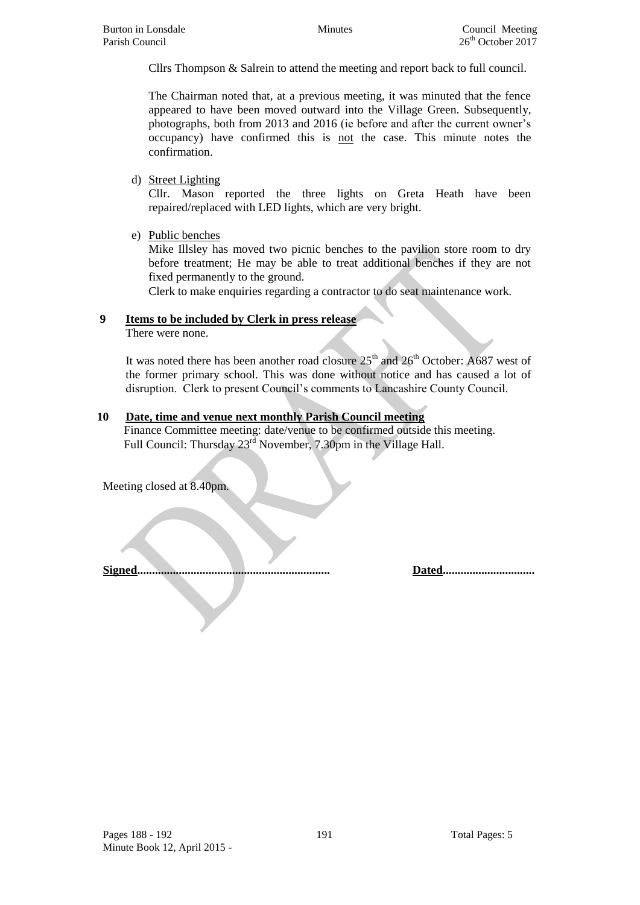Cllrs Thompson & Salrein to attend the meeting and report back to full council.

The Chairman noted that, at a previous meeting, it was minuted that the fence appeared to have been moved outward into the Village Green. Subsequently, photographs, both from 2013 and 2016 (ie before and after the current owner's occupancy) have confirmed this is not the case. This minute notes the confirmation.

d) Street Lighting
Cllr. Mason reported the three lights on Greta Heath have been repaired/replaced with LED lights, which are very bright.

e) Public benches
Mike Illsley has moved two picnic benches to the pavilion store room to dry before treatment; He may be able to treat additional benches if they are not fixed permanently to the ground.
Clerk to make enquiries regarding a contractor to do seat maintenance work.

**9 Items to be included by Clerk in press release**

There were none.

It was noted there has been another road closure 25th and 26th October: A687 west of the former primary school. This was done without notice and has caused a lot of disruption. Clerk to present Council's comments to Lancashire County Council.

**10 Date, time and venue next monthly Parish Council meeting**

Finance Committee meeting: date/venue to be confirmed outside this meeting.
Full Council: Thursday 23rd November, 7.30pm in the Village Hall.

Meeting closed at 8.40pm.

**Signed**............................................................... **Dated**..............................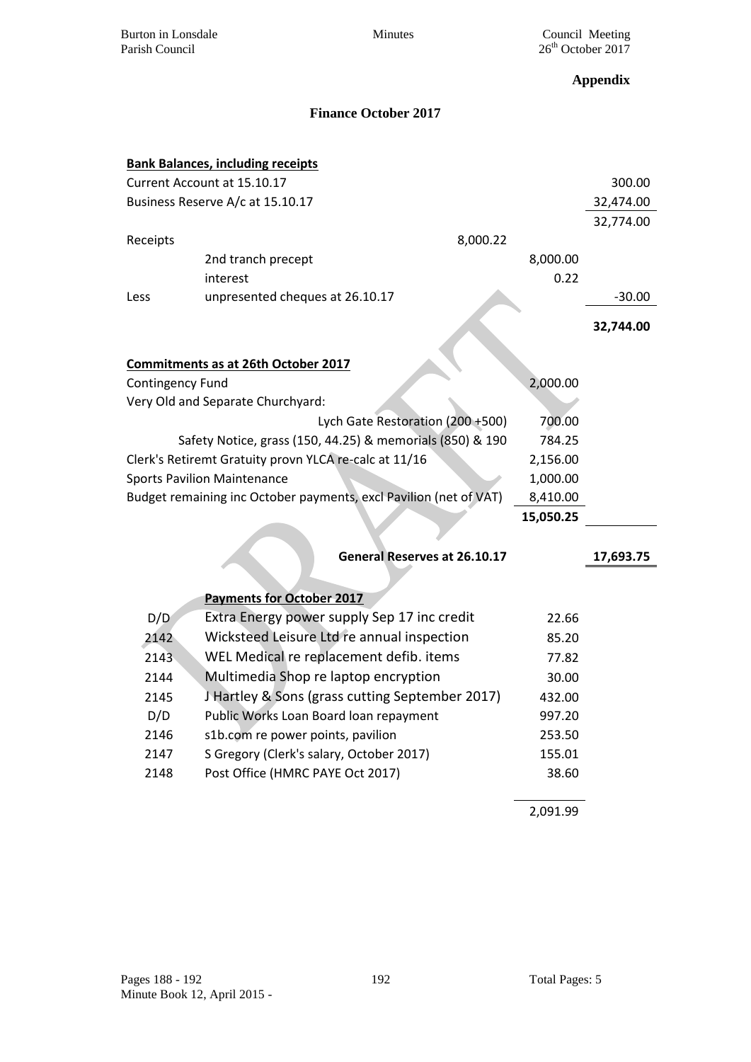**Appendix**

## Finance October 2017

| | | | | |
|---|---|---|---|---|
| **Bank Balances, including receipts** | | | | |
| Current Account at 15.10.17 | | | | 300.00 |
| Business Reserve A/c at 15.10.17 | | | | 32,474.00 |
| | | | | 32,774.00 |
| Receipts | | 8,000.22 | | |
| | 2nd tranch precept | | 8,000.00 | |
| | interest | | 0.22 | |
| Less | unpresented cheques at 26.10.17 | | | -30.00 |
| | | | | **32,744.00** |
| **Commitments as at 26th October 2017** | | | | |
| Contingency Fund | | | 2,000.00 | |
| Very Old and Separate Churchyard: | | | | |
| | Lych Gate Restoration (200 +500) | | 700.00 | |
| | Safety Notice, grass (150, 44.25) & memorials (850) & 190 | | 784.25 | |
| Clerk's Retiremt Gratuity provn YLCA re-calc at 11/16 | | | 2,156.00 | |
| Sports Pavilion Maintenance | | | 1,000.00 | |
| Budget remaining inc October payments, excl Pavilion (net of VAT) | | | 8,410.00 | |
| | | | **15,050.25** | |
| | **General Reserves at 26.10.17** | | | **17,693.75** |

**Payments for October 2017**

| | | |
|---|---|---|
| D/D | Extra Energy power supply Sep 17 inc credit | 22.66 |
| 2142 | Wicksteed Leisure Ltd re annual inspection | 85.20 |
| 2143 | WEL Medical re replacement defib. items | 77.82 |
| 2144 | Multimedia Shop re laptop encryption | 30.00 |
| 2145 | J Hartley & Sons (grass cutting September 2017) | 432.00 |
| D/D | Public Works Loan Board loan repayment | 997.20 |
| 2146 | s1b.com re power points, pavilion | 253.50 |
| 2147 | S Gregory (Clerk's salary, October 2017) | 155.01 |
| 2148 | Post Office (HMRC PAYE Oct 2017) | 38.60 |
| | | 2,091.99 |